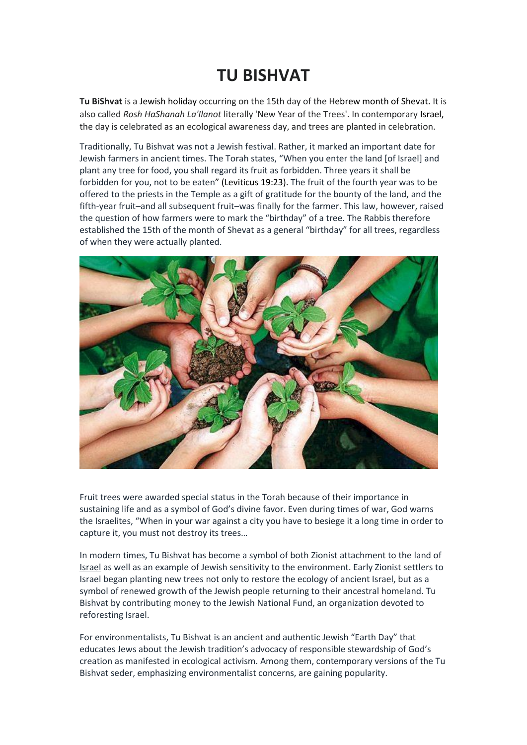# TU BISHVAT

**Tu BiShvat** is a Jewish holiday occurring on the 15th day of the Hebrew month of Shevat. It is also called *Rosh HaShanah La'Ilanot* literally 'New Year of the Trees'. In contemporary Israel, the day is celebrated as an ecological awareness day, and trees are planted in celebration.

Traditionally, Tu Bishvat was not a Jewish festival. Rather, it marked an important date for Jewish farmers in ancient times. The Torah states, "When you enter the land [of Israel] and plant any tree for food, you shall regard its fruit as forbidden. Three years it shall be forbidden for you, not to be eaten" (Leviticus 19:23). The fruit of the fourth year was to be offered to the priests in the Temple as a gift of gratitude for the bounty of the land, and the fifth-year fruit–and all subsequent fruit–was finally for the farmer. This law, however, raised the question of how farmers were to mark the "birthday" of a tree. The Rabbis therefore established the 15th of the month of Shevat as a general "birthday" for all trees, regardless of when they were actually planted.

Fruit trees were awarded special status in the Torah because of their importance in sustaining life and as a symbol of God's divine favor. Even during times of war, God warns the Israelites, "When in your war against a city you have to besiege it a long time in order to capture it, you must not destroy its trees…

In modern times, Tu Bishvat has become a symbol of both Zionist attachment to the land of Israel as well as an example of Jewish sensitivity to the environment. Early Zionist settlers to Israel began planting new trees not only to restore the ecology of ancient Israel, but as a symbol of renewed growth of the Jewish people returning to their ancestral homeland. Tu Bishvat by contributing money to the Jewish National Fund, an organization devoted to reforesting Israel.

For environmentalists, Tu Bishvat is an ancient and authentic Jewish "Earth Day" that educates Jews about the Jewish tradition's advocacy of responsible stewardship of God's creation as manifested in ecological activism. Among them, contemporary versions of the Tu Bishvat seder, emphasizing environmentalist concerns, are gaining popularity.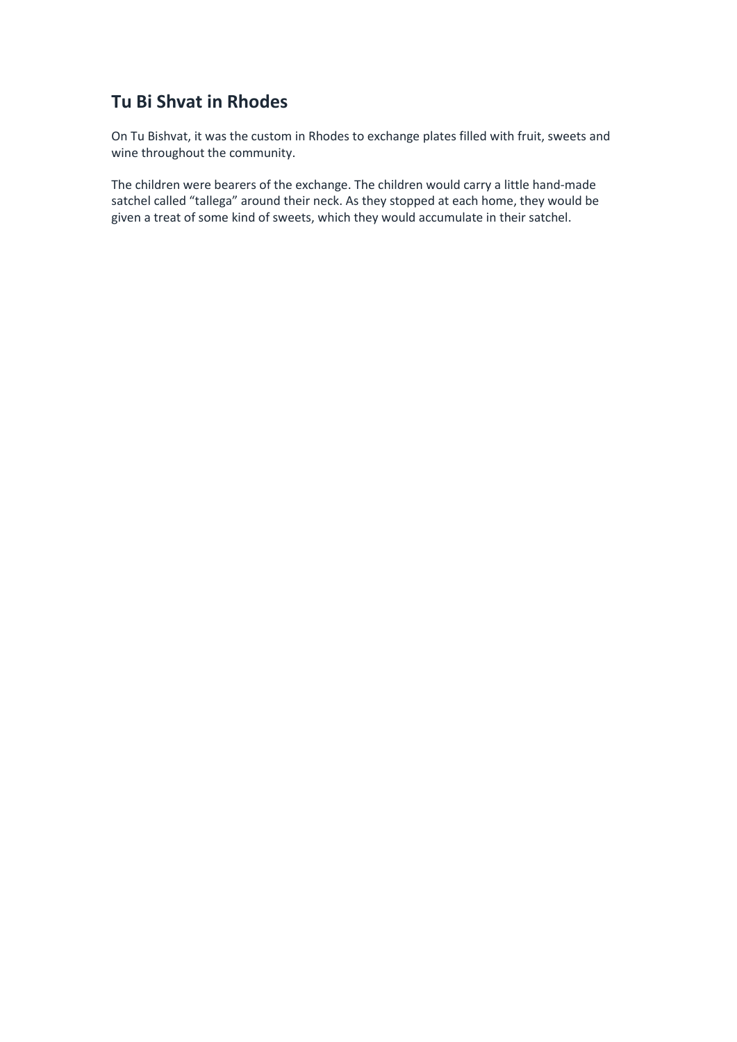## Tu Bi Shvat in Rhodes

On Tu Bishvat, it was the custom in Rhodes to exchange plates filled with fruit, sweets and wine throughout the community.

The children were bearers of the exchange. The children would carry a little hand-made satchel called "tallega" around their neck. As they stopped at each home, they would be given a treat of some kind of sweets, which they would accumulate in their satchel.